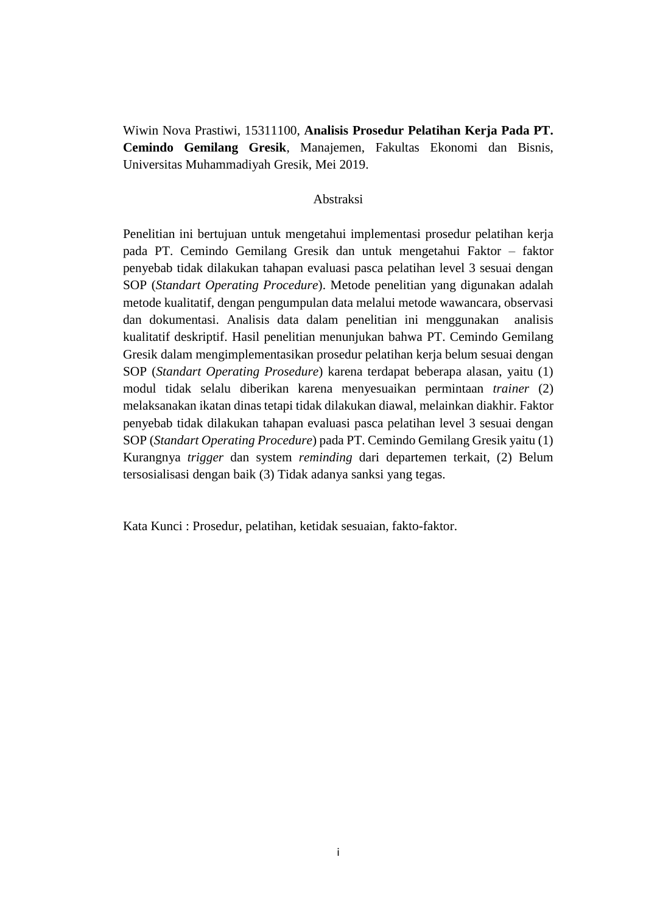Wiwin Nova Prastiwi, 15311100, **Analisis Prosedur Pelatihan Kerja Pada PT. Cemindo Gemilang Gresik**, Manajemen, Fakultas Ekonomi dan Bisnis, Universitas Muhammadiyah Gresik, Mei 2019.

## Abstraksi

Penelitian ini bertujuan untuk mengetahui implementasi prosedur pelatihan kerja pada PT. Cemindo Gemilang Gresik dan untuk mengetahui Faktor – faktor penyebab tidak dilakukan tahapan evaluasi pasca pelatihan level 3 sesuai dengan SOP (*Standart Operating Procedure*). Metode penelitian yang digunakan adalah metode kualitatif, dengan pengumpulan data melalui metode wawancara, observasi dan dokumentasi. Analisis data dalam penelitian ini menggunakan analisis kualitatif deskriptif. Hasil penelitian menunjukan bahwa PT. Cemindo Gemilang Gresik dalam mengimplementasikan prosedur pelatihan kerja belum sesuai dengan SOP (*Standart Operating Prosedure*) karena terdapat beberapa alasan, yaitu (1) modul tidak selalu diberikan karena menyesuaikan permintaan *trainer* (2) melaksanakan ikatan dinas tetapi tidak dilakukan diawal, melainkan diakhir. Faktor penyebab tidak dilakukan tahapan evaluasi pasca pelatihan level 3 sesuai dengan SOP (*Standart Operating Procedure*) pada PT. Cemindo Gemilang Gresik yaitu (1) Kurangnya *trigger* dan system *reminding* dari departemen terkait, (2) Belum tersosialisasi dengan baik (3) Tidak adanya sanksi yang tegas.

Kata Kunci : Prosedur, pelatihan, ketidak sesuaian, fakto-faktor.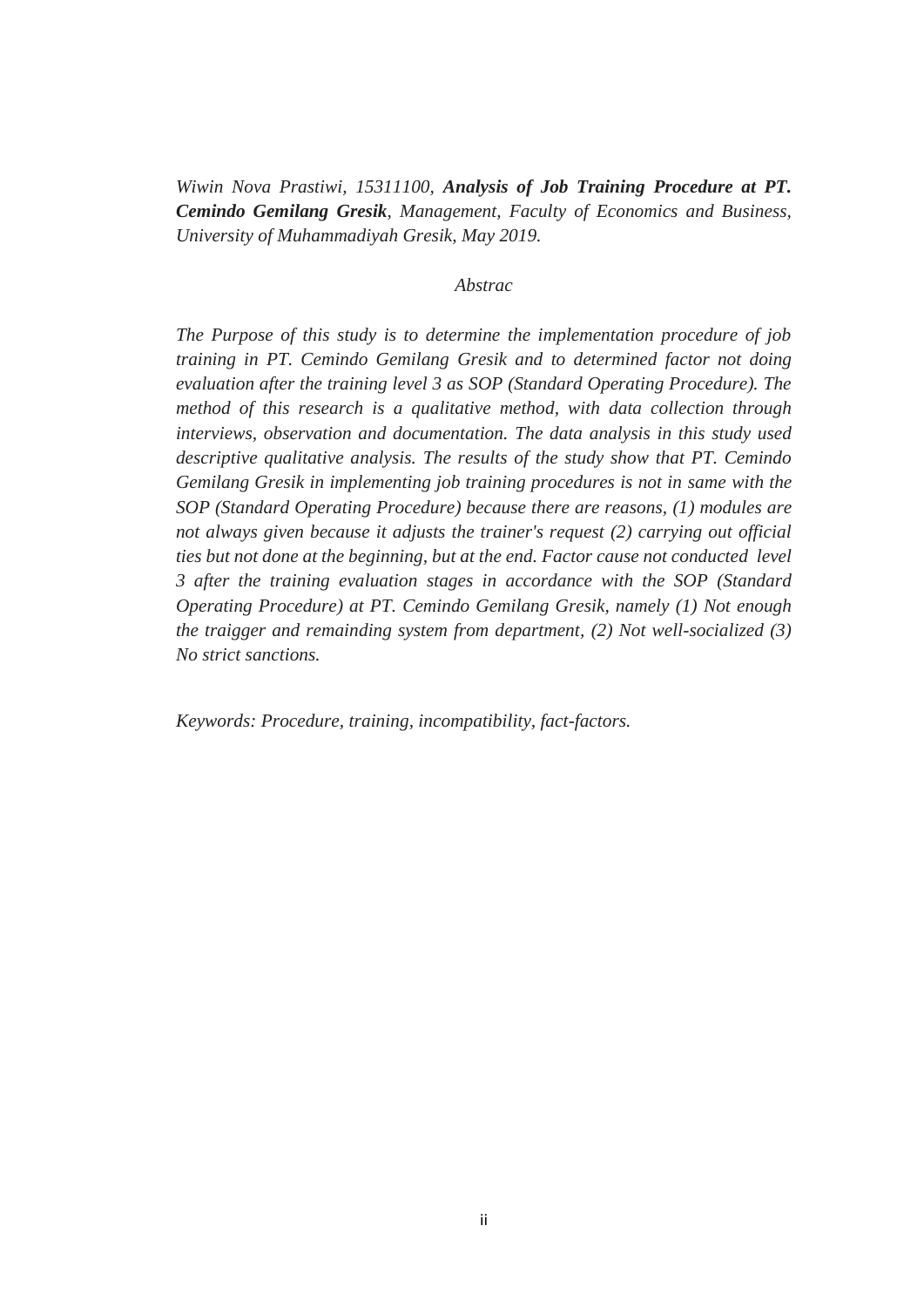*Wiwin Nova Prastiwi, 15311100,* ***Analysis of Job Training Procedure at PT. Cemindo Gemilang Gresik****, Management, Faculty of Economics and Business, University of Muhammadiyah Gresik, May 2019.*

## *Abstrac*

*The Purpose of this study is to determine the implementation procedure of job training in PT. Cemindo Gemilang Gresik and to determined factor not doing evaluation after the training level 3 as SOP (Standard Operating Procedure). The method of this research is a qualitative method, with data collection through interviews, observation and documentation. The data analysis in this study used descriptive qualitative analysis. The results of the study show that PT. Cemindo Gemilang Gresik in implementing job training procedures is not in same with the SOP (Standard Operating Procedure) because there are reasons, (1) modules are not always given because it adjusts the trainer's request (2) carrying out official ties but not done at the beginning, but at the end. Factor cause not conducted level 3 after the training evaluation stages in accordance with the SOP (Standard Operating Procedure) at PT. Cemindo Gemilang Gresik, namely (1) Not enough the traigger and remainding system from department, (2) Not well-socialized (3) No strict sanctions.*

*Keywords: Procedure, training, incompatibility, fact-factors.*